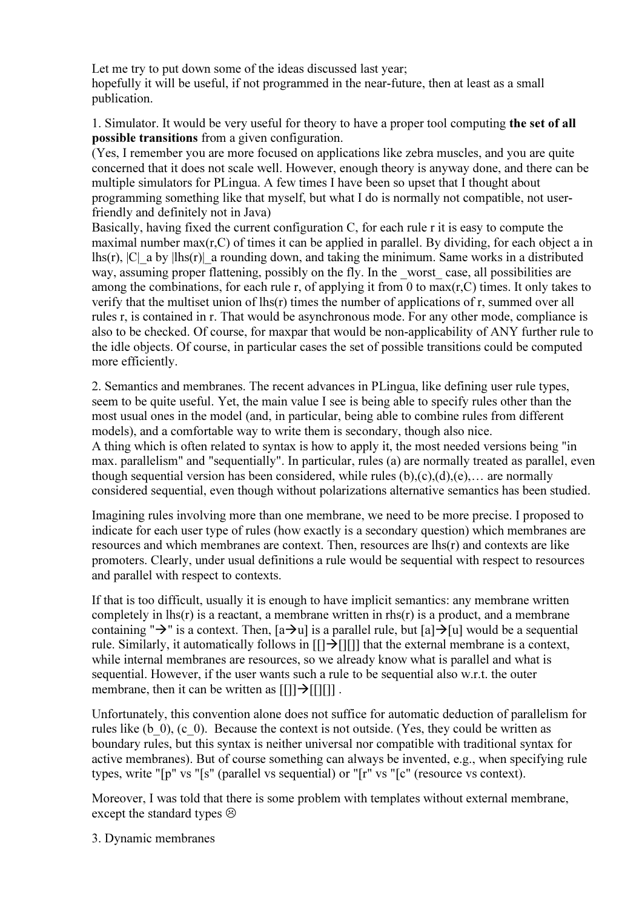Let me try to put down some of the ideas discussed last year;
hopefully it will be useful, if not programmed in the near-future, then at least as a small publication.

1. Simulator. It would be very useful for theory to have a proper tool computing **the set of all possible transitions** from a given configuration.
(Yes, I remember you are more focused on applications like zebra muscles, and you are quite concerned that it does not scale well. However, enough theory is anyway done, and there can be multiple simulators for PLingua. A few times I have been so upset that I thought about programming something like that myself, but what I do is normally not compatible, not user-friendly and definitely not in Java)
Basically, having fixed the current configuration C, for each rule r it is easy to compute the maximal number max(r,C) of times it can be applied in parallel. By dividing, for each object a in lhs(r), |C|_a by |lhs(r)|_a rounding down, and taking the minimum. Same works in a distributed way, assuming proper flattening, possibly on the fly. In the _worst_ case, all possibilities are among the combinations, for each rule r, of applying it from 0 to max(r,C) times. It only takes to verify that the multiset union of lhs(r) times the number of applications of r, summed over all rules r, is contained in r. That would be asynchronous mode. For any other mode, compliance is also to be checked. Of course, for maxpar that would be non-applicability of ANY further rule to the idle objects. Of course, in particular cases the set of possible transitions could be computed more efficiently.

2. Semantics and membranes. The recent advances in PLingua, like defining user rule types, seem to be quite useful. Yet, the main value I see is being able to specify rules other than the most usual ones in the model (and, in particular, being able to combine rules from different models), and a comfortable way to write them is secondary, though also nice.
A thing which is often related to syntax is how to apply it, the most needed versions being "in max. parallelism" and "sequentially". In particular, rules (a) are normally treated as parallel, even though sequential version has been considered, while rules (b),(c),(d),(e),… are normally considered sequential, even though without polarizations alternative semantics has been studied.

Imagining rules involving more than one membrane, we need to be more precise. I proposed to indicate for each user type of rules (how exactly is a secondary question) which membranes are resources and which membranes are context. Then, resources are lhs(r) and contexts are like promoters. Clearly, under usual definitions a rule would be sequential with respect to resources and parallel with respect to contexts.

If that is too difficult, usually it is enough to have implicit semantics: any membrane written completely in lhs(r) is a reactant, a membrane written in rhs(r) is a product, and a membrane containing "→" is a context. Then, [a→u] is a parallel rule, but [a]→[u] would be a sequential rule. Similarly, it automatically follows in [[]→[][]] that the external membrane is a context, while internal membranes are resources, so we already know what is parallel and what is sequential. However, if the user wants such a rule to be sequential also w.r.t. the outer membrane, then it can be written as [[]]→[[][]] .

Unfortunately, this convention alone does not suffice for automatic deduction of parallelism for rules like (b_0), (c_0). Because the context is not outside. (Yes, they could be written as boundary rules, but this syntax is neither universal nor compatible with traditional syntax for active membranes). But of course something can always be invented, e.g., when specifying rule types, write "[p" vs "[s" (parallel vs sequential) or "[r" vs "[c" (resource vs context).

Moreover, I was told that there is some problem with templates without external membrane, except the standard types ☹

3. Dynamic membranes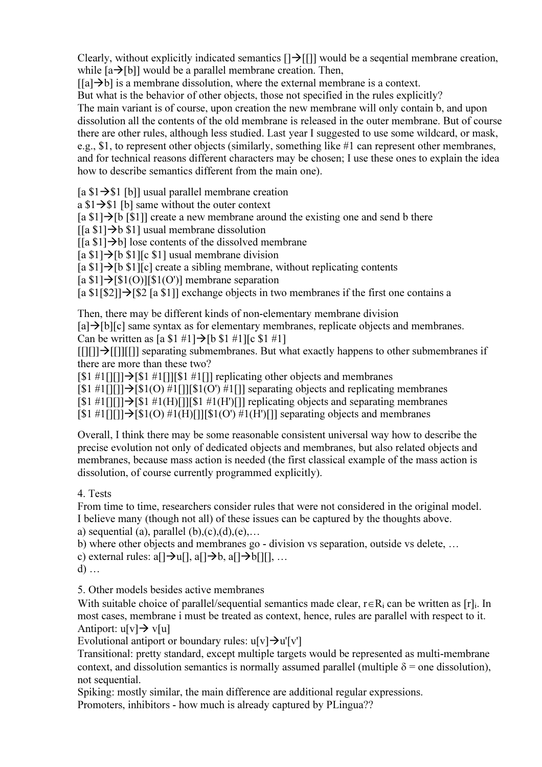Clearly, without explicitly indicated semantics []→[[]] would be a seqential membrane creation, while [a→[b]] would be a parallel membrane creation. Then,
[[a]→b] is a membrane dissolution, where the external membrane is a context.
But what is the behavior of other objects, those not specified in the rules explicitly?
The main variant is of course, upon creation the new membrane will only contain b, and upon dissolution all the contents of the old membrane is released in the outer membrane. But of course there are other rules, although less studied. Last year I suggested to use some wildcard, or mask, e.g., $1, to represent other objects (similarly, something like #1 can represent other membranes, and for technical reasons different characters may be chosen; I use these ones to explain the idea how to describe semantics different from the main one).

[a $1→$1 [b]] usual parallel membrane creation
a $1→$1 [b] same without the outer context
[a $1]→[b [$1]] create a new membrane around the existing one and send b there
[[a $1]→b $1] usual membrane dissolution
[[a $1]→b] lose contents of the dissolved membrane
[a $1]→[b $1][c $1] usual membrane division
[a $1]→[b $1][c] create a sibling membrane, without replicating contents
[a $1]→[$1(O)][$1(O')] membrane separation
[a $1[$2]]→[$2 [a $1]] exchange objects in two membranes if the first one contains a

Then, there may be different kinds of non-elementary membrane division
[a]→[b][c] same syntax as for elementary membranes, replicate objects and membranes.
Can be written as [a $1 #1]→[b $1 #1][c $1 #1]
[[][]]→[[]][[]] separating submembranes. But what exactly happens to other submembranes if there are more than these two?
[$1 #1[][]]→[$1 #1[]][$1 #1[]] replicating other objects and membranes
[$1 #1[][]]→[$1(O) #1[]][$1(O') #1[]] separating objects and replicating membranes
[$1 #1[][]]→[$1 #1(H)[]][$1 #1(H')[]] replicating objects and separating membranes
[$1 #1[][]]→[$1(O) #1(H)[]][$1(O') #1(H')[]] separating objects and membranes

Overall, I think there may be some reasonable consistent universal way how to describe the precise evolution not only of dedicated objects and membranes, but also related objects and membranes, because mass action is needed (the first classical example of the mass action is dissolution, of course currently programmed explicitly).

4. Tests

From time to time, researchers consider rules that were not considered in the original model. I believe many (though not all) of these issues can be captured by the thoughts above.
a) sequential (a), parallel (b),(c),(d),(e),…
b) where other objects and membranes go - division vs separation, outside vs delete, …
c) external rules: a[]→u[], a[]→b, a[]→b[][], …
d) …

5. Other models besides active membranes

With suitable choice of parallel/sequential semantics made clear, $r \in R_i$ can be written as $[r]_i$. In most cases, membrane i must be treated as context, hence, rules are parallel with respect to it.
Antiport: u[v]→ v[u]
Evolutional antiport or boundary rules: u[v]→u'[v']
Transitional: pretty standard, except multiple targets would be represented as multi-membrane context, and dissolution semantics is normally assumed parallel (multiple $\delta$ = one dissolution), not sequential.
Spiking: mostly similar, the main difference are additional regular expressions.
Promoters, inhibitors - how much is already captured by PLingua??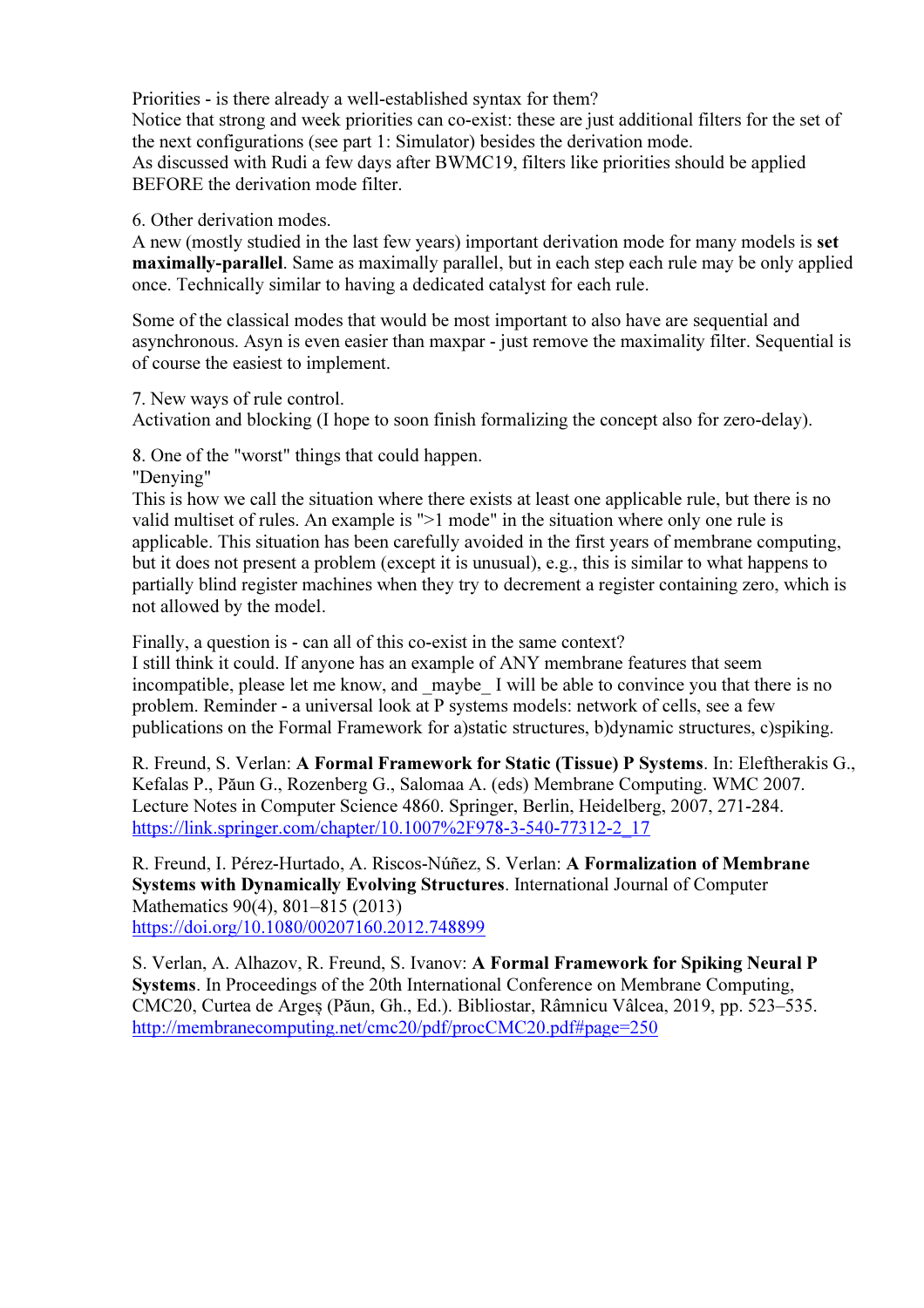Priorities - is there already a well-established syntax for them?
Notice that strong and week priorities can co-exist: these are just additional filters for the set of the next configurations (see part 1: Simulator) besides the derivation mode.
As discussed with Rudi a few days after BWMC19, filters like priorities should be applied BEFORE the derivation mode filter.

6. Other derivation modes.
A new (mostly studied in the last few years) important derivation mode for many models is **set maximally-parallel**. Same as maximally parallel, but in each step each rule may be only applied once. Technically similar to having a dedicated catalyst for each rule.

Some of the classical modes that would be most important to also have are sequential and asynchronous. Asyn is even easier than maxpar - just remove the maximality filter. Sequential is of course the easiest to implement.

7. New ways of rule control.
Activation and blocking (I hope to soon finish formalizing the concept also for zero-delay).

8. One of the "worst" things that could happen.
"Denying"
This is how we call the situation where there exists at least one applicable rule, but there is no valid multiset of rules. An example is ">1 mode" in the situation where only one rule is applicable. This situation has been carefully avoided in the first years of membrane computing, but it does not present a problem (except it is unusual), e.g., this is similar to what happens to partially blind register machines when they try to decrement a register containing zero, which is not allowed by the model.

Finally, a question is - can all of this co-exist in the same context?
I still think it could. If anyone has an example of ANY membrane features that seem incompatible, please let me know, and _maybe_ I will be able to convince you that there is no problem. Reminder - a universal look at P systems models: network of cells, see a few publications on the Formal Framework for a)static structures, b)dynamic structures, c)spiking.

R. Freund, S. Verlan: **A Formal Framework for Static (Tissue) P Systems**. In: Eleftherakis G., Kefalas P., Păun G., Rozenberg G., Salomaa A. (eds) Membrane Computing. WMC 2007. Lecture Notes in Computer Science 4860. Springer, Berlin, Heidelberg, 2007, 271-284.
https://link.springer.com/chapter/10.1007%2F978-3-540-77312-2_17

R. Freund, I. Pérez-Hurtado, A. Riscos-Núñez, S. Verlan: **A Formalization of Membrane Systems with Dynamically Evolving Structures**. International Journal of Computer Mathematics 90(4), 801–815 (2013)
https://doi.org/10.1080/00207160.2012.748899

S. Verlan, A. Alhazov, R. Freund, S. Ivanov: **A Formal Framework for Spiking Neural P Systems**. In Proceedings of the 20th International Conference on Membrane Computing, CMC20, Curtea de Argeș (Păun, Gh., Ed.). Bibliostar, Râmnicu Vâlcea, 2019, pp. 523–535.
http://membranecomputing.net/cmc20/pdf/procCMC20.pdf#page=250